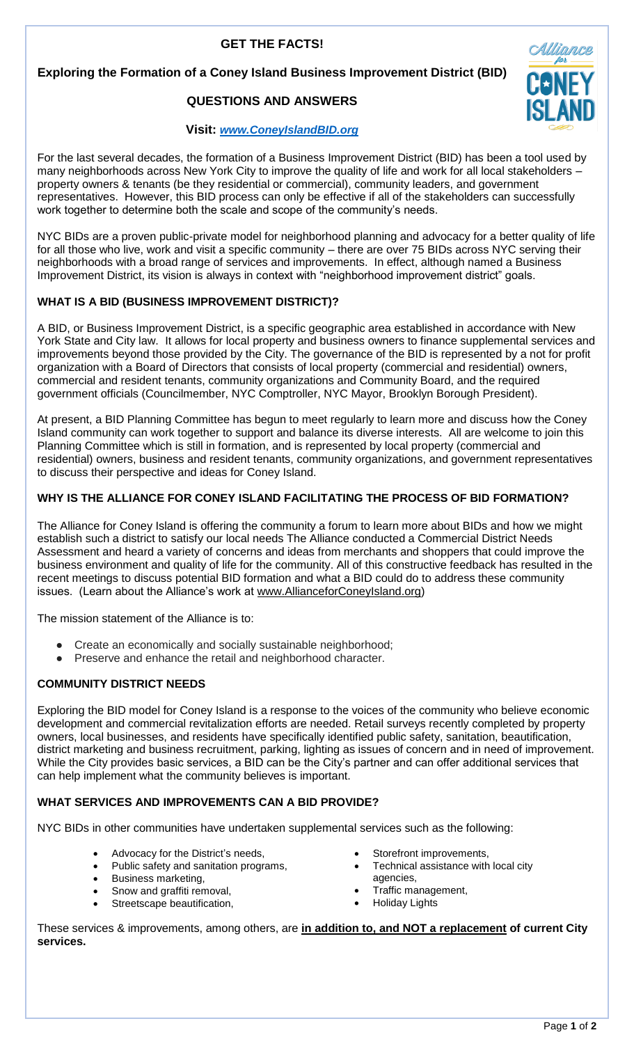**GET THE FACTS!**

# Exploring the Formation of a Coney Island Business Improvement District (BID)

## QUESTIONS AND ANSWERS

**Visit: *www.ConeyIslandBID.org***

For the last several decades, the formation of a Business Improvement District (BID) has been a tool used by many neighborhoods across New York City to improve the quality of life and work for all local stakeholders – property owners & tenants (be they residential or commercial), community leaders, and government representatives. However, this BID process can only be effective if all of the stakeholders can successfully work together to determine both the scale and scope of the community's needs.

NYC BIDs are a proven public-private model for neighborhood planning and advocacy for a better quality of life for all those who live, work and visit a specific community – there are over 75 BIDs across NYC serving their neighborhoods with a broad range of services and improvements. In effect, although named a Business Improvement District, its vision is always in context with "neighborhood improvement district" goals.

### WHAT IS A BID (BUSINESS IMPROVEMENT DISTRICT)?

A BID, or Business Improvement District, is a specific geographic area established in accordance with New York State and City law. It allows for local property and business owners to finance supplemental services and improvements beyond those provided by the City. The governance of the BID is represented by a not for profit organization with a Board of Directors that consists of local property (commercial and residential) owners, commercial and resident tenants, community organizations and Community Board, and the required government officials (Councilmember, NYC Comptroller, NYC Mayor, Brooklyn Borough President).

At present, a BID Planning Committee has begun to meet regularly to learn more and discuss how the Coney Island community can work together to support and balance its diverse interests. All are welcome to join this Planning Committee which is still in formation, and is represented by local property (commercial and residential) owners, business and resident tenants, community organizations, and government representatives to discuss their perspective and ideas for Coney Island.

### WHY IS THE ALLIANCE FOR CONEY ISLAND FACILITATING THE PROCESS OF BID FORMATION?

The Alliance for Coney Island is offering the community a forum to learn more about BIDs and how we might establish such a district to satisfy our local needs The Alliance conducted a Commercial District Needs Assessment and heard a variety of concerns and ideas from merchants and shoppers that could improve the business environment and quality of life for the community. All of this constructive feedback has resulted in the recent meetings to discuss potential BID formation and what a BID could do to address these community issues. (Learn about the Alliance's work at www.AllianceforConeyIsland.org)

The mission statement of the Alliance is to:

- Create an economically and socially sustainable neighborhood;
- Preserve and enhance the retail and neighborhood character.

### COMMUNITY DISTRICT NEEDS

Exploring the BID model for Coney Island is a response to the voices of the community who believe economic development and commercial revitalization efforts are needed. Retail surveys recently completed by property owners, local businesses, and residents have specifically identified public safety, sanitation, beautification, district marketing and business recruitment, parking, lighting as issues of concern and in need of improvement. While the City provides basic services, a BID can be the City's partner and can offer additional services that can help implement what the community believes is important.

### WHAT SERVICES AND IMPROVEMENTS CAN A BID PROVIDE?

NYC BIDs in other communities have undertaken supplemental services such as the following:

- Advocacy for the District's needs,
- Public safety and sanitation programs,
- Business marketing,
- Snow and graffiti removal,
- Streetscape beautification,
- Storefront improvements,
- Technical assistance with local city agencies,
- Traffic management,
- Holiday Lights

These services & improvements, among others, are **in addition to, and NOT a replacement of current City services.**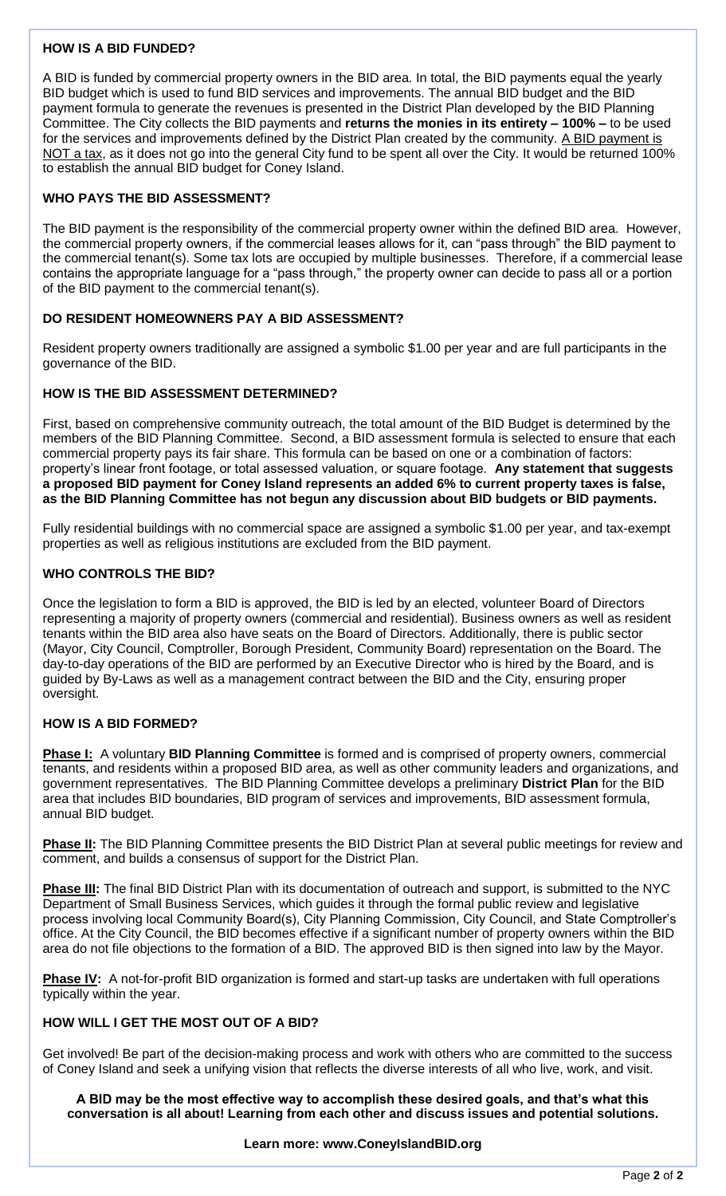## HOW IS A BID FUNDED?

A BID is funded by commercial property owners in the BID area. In total, the BID payments equal the yearly BID budget which is used to fund BID services and improvements. The annual BID budget and the BID payment formula to generate the revenues is presented in the District Plan developed by the BID Planning Committee. The City collects the BID payments and **returns the monies in its entirety – 100% –** to be used for the services and improvements defined by the District Plan created by the community. A BID payment is NOT a tax, as it does not go into the general City fund to be spent all over the City. It would be returned 100% to establish the annual BID budget for Coney Island.

## WHO PAYS THE BID ASSESSMENT?

The BID payment is the responsibility of the commercial property owner within the defined BID area. However, the commercial property owners, if the commercial leases allows for it, can "pass through" the BID payment to the commercial tenant(s). Some tax lots are occupied by multiple businesses. Therefore, if a commercial lease contains the appropriate language for a "pass through," the property owner can decide to pass all or a portion of the BID payment to the commercial tenant(s).

## DO RESIDENT HOMEOWNERS PAY A BID ASSESSMENT?

Resident property owners traditionally are assigned a symbolic $1.00 per year and are full participants in the governance of the BID.

## HOW IS THE BID ASSESSMENT DETERMINED?

First, based on comprehensive community outreach, the total amount of the BID Budget is determined by the members of the BID Planning Committee. Second, a BID assessment formula is selected to ensure that each commercial property pays its fair share. This formula can be based on one or a combination of factors: property's linear front footage, or total assessed valuation, or square footage. **Any statement that suggests a proposed BID payment for Coney Island represents an added 6% to current property taxes is false, as the BID Planning Committee has not begun any discussion about BID budgets or BID payments.**

Fully residential buildings with no commercial space are assigned a symbolic $1.00 per year, and tax-exempt properties as well as religious institutions are excluded from the BID payment.

## WHO CONTROLS THE BID?

Once the legislation to form a BID is approved, the BID is led by an elected, volunteer Board of Directors representing a majority of property owners (commercial and residential). Business owners as well as resident tenants within the BID area also have seats on the Board of Directors. Additionally, there is public sector (Mayor, City Council, Comptroller, Borough President, Community Board) representation on the Board. The day-to-day operations of the BID are performed by an Executive Director who is hired by the Board, and is guided by By-Laws as well as a management contract between the BID and the City, ensuring proper oversight.

## HOW IS A BID FORMED?

**Phase I:** A voluntary **BID Planning Committee** is formed and is comprised of property owners, commercial tenants, and residents within a proposed BID area, as well as other community leaders and organizations, and government representatives. The BID Planning Committee develops a preliminary **District Plan** for the BID area that includes BID boundaries, BID program of services and improvements, BID assessment formula, annual BID budget.

**Phase II:** The BID Planning Committee presents the BID District Plan at several public meetings for review and comment, and builds a consensus of support for the District Plan.

**Phase III:** The final BID District Plan with its documentation of outreach and support, is submitted to the NYC Department of Small Business Services, which guides it through the formal public review and legislative process involving local Community Board(s), City Planning Commission, City Council, and State Comptroller's office. At the City Council, the BID becomes effective if a significant number of property owners within the BID area do not file objections to the formation of a BID. The approved BID is then signed into law by the Mayor.

**Phase IV:** A not-for-profit BID organization is formed and start-up tasks are undertaken with full operations typically within the year.

## HOW WILL I GET THE MOST OUT OF A BID?

Get involved! Be part of the decision-making process and work with others who are committed to the success of Coney Island and seek a unifying vision that reflects the diverse interests of all who live, work, and visit.

**A BID may be the most effective way to accomplish these desired goals, and that's what this conversation is all about! Learning from each other and discuss issues and potential solutions.**

**Learn more: www.ConeyIslandBID.org**